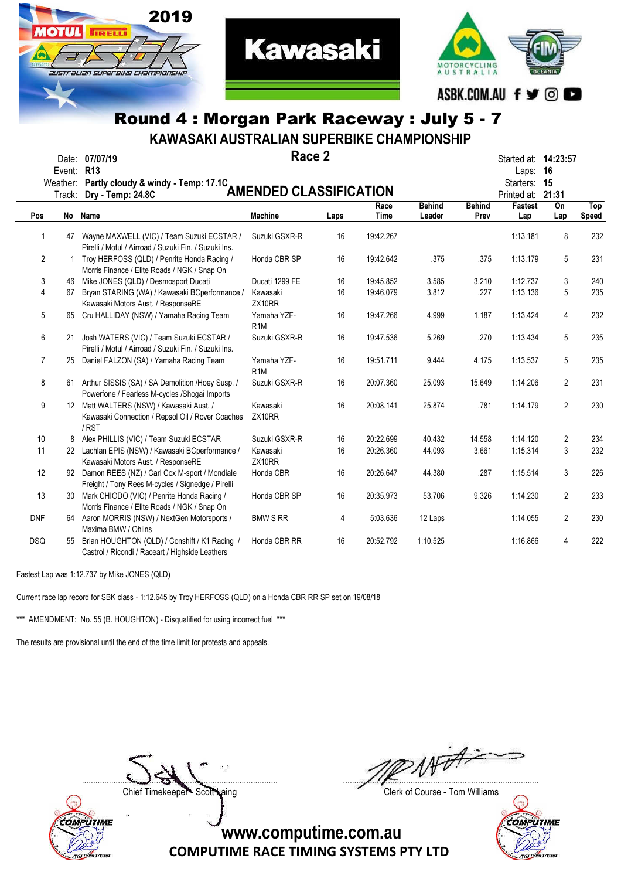2019 MOTUL PIRELLI asbk australian superbike championship

Kawasaki

MOTORCYCLING AUSTRALIA — FIM OCEANIA

ASBK.COM.AU

# Round 4 : Morgan Park Raceway : July 5 - 7

## KAWASAKI AUSTRALIAN SUPERBIKE CHAMPIONSHIP

### Race 2

### AMENDED CLASSIFICATION

Date: **07/07/19**
Event: **R13**
Weather: **Partly cloudy & windy - Temp: 17.1C**
Track: **Dry - Temp: 24.8C**

Started at: **14:23:57**
Laps: **16**
Starters: **15**
Printed at: **21:31**

| Pos | No | Name | Machine | Laps | Race Time | Behind Leader | Behind Prev | Fastest Lap | On Lap | Top Speed |
|---|---|---|---|---|---|---|---|---|---|---|
| 1 | 47 | Wayne MAXWELL (VIC) / Team Suzuki ECSTAR / Pirelli / Motul / Airroad / Suzuki Fin. / Suzuki Ins. | Suzuki GSXR-R | 16 | 19:42.267 | | | 1:13.181 | 8 | 232 |
| 2 | 1 | Troy HERFOSS (QLD) / Penrite Honda Racing / Morris Finance / Elite Roads / NGK / Snap On | Honda CBR SP | 16 | 19:42.642 | .375 | .375 | 1:13.179 | 5 | 231 |
| 3 | 46 | Mike JONES (QLD) / Desmosport Ducati | Ducati 1299 FE | 16 | 19:45.852 | 3.585 | 3.210 | 1:12.737 | 3 | 240 |
| 4 | 67 | Bryan STARING (WA) / Kawasaki BCperformance / Kawasaki Motors Aust. / ResponseRE | Kawasaki ZX10RR | 16 | 19:46.079 | 3.812 | .227 | 1:13.136 | 5 | 235 |
| 5 | 65 | Cru HALLIDAY (NSW) / Yamaha Racing Team | Yamaha YZF-R1M | 16 | 19:47.266 | 4.999 | 1.187 | 1:13.424 | 4 | 232 |
| 6 | 21 | Josh WATERS (VIC) / Team Suzuki ECSTAR / Pirelli / Motul / Airroad / Suzuki Fin. / Suzuki Ins. | Suzuki GSXR-R | 16 | 19:47.536 | 5.269 | .270 | 1:13.434 | 5 | 235 |
| 7 | 25 | Daniel FALZON (SA) / Yamaha Racing Team | Yamaha YZF-R1M | 16 | 19:51.711 | 9.444 | 4.175 | 1:13.537 | 5 | 235 |
| 8 | 61 | Arthur SISSIS (SA) / SA Demolition /Hoey Susp. / Powerfone / Fearless M-cycles /Shogai Imports | Suzuki GSXR-R | 16 | 20:07.360 | 25.093 | 15.649 | 1:14.206 | 2 | 231 |
| 9 | 12 | Matt WALTERS (NSW) / Kawasaki Aust. / Kawasaki Connection / Repsol Oil / Rover Coaches / RST | Kawasaki ZX10RR | 16 | 20:08.141 | 25.874 | .781 | 1:14.179 | 2 | 230 |
| 10 | 8 | Alex PHILLIS (VIC) / Team Suzuki ECSTAR | Suzuki GSXR-R | 16 | 20:22.699 | 40.432 | 14.558 | 1:14.120 | 2 | 234 |
| 11 | 22 | Lachlan EPIS (NSW) / Kawasaki BCperformance / Kawasaki Motors Aust. / ResponseRE | Kawasaki ZX10RR | 16 | 20:26.360 | 44.093 | 3.661 | 1:15.314 | 3 | 232 |
| 12 | 92 | Damon REES (NZ) / Carl Cox M-sport / Mondiale Freight / Tony Rees M-cycles / Signedge / Pirelli | Honda CBR | 16 | 20:26.647 | 44.380 | .287 | 1:15.514 | 3 | 226 |
| 13 | 30 | Mark CHIODO (VIC) / Penrite Honda Racing / Morris Finance / Elite Roads / NGK / Snap On | Honda CBR SP | 16 | 20:35.973 | 53.706 | 9.326 | 1:14.230 | 2 | 233 |
| DNF | 64 | Aaron MORRIS (NSW) / NextGen Motorsports / Maxima BMW / Ohlins | BMW S RR | 4 | 5:03.636 | 12 Laps | | 1:14.055 | 2 | 230 |
| DSQ | 55 | Brian HOUGHTON (QLD) / Conshift / K1 Racing / Castrol / Ricondi / Raceart / Highside Leathers | Honda CBR RR | 16 | 20:52.792 | 1:10.525 | | 1:16.866 | 4 | 222 |

Fastest Lap was 1:12.737 by Mike JONES (QLD)

Current race lap record for SBK class - 1:12.645 by Troy HERFOSS (QLD) on a Honda CBR RR SP set on 19/08/18

*** AMENDMENT: No. 55 (B. HOUGHTON) - Disqualified for using incorrect fuel ***

The results are provisional until the end of the time limit for protests and appeals.

Chief Timekeeper - Scott Laing

Clerk of Course - Tom Williams

www.computime.com.au
COMPUTIME RACE TIMING SYSTEMS PTY LTD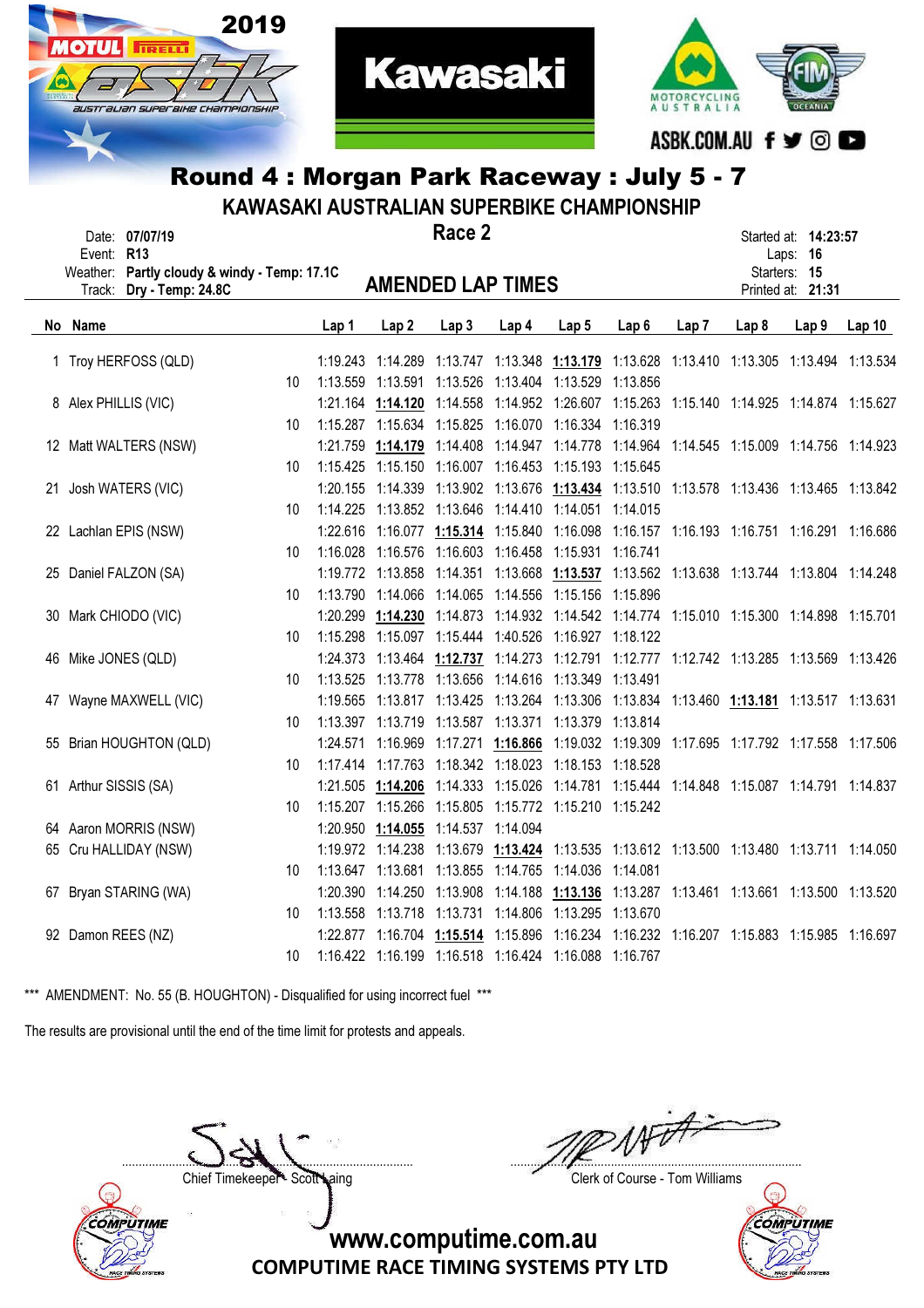## Round 4 : Morgan Park Raceway : July 5 - 7

### KAWASAKI AUSTRALIAN SUPERBIKE CHAMPIONSHIP

### Race 2

### AMENDED LAP TIMES

Date: 07/07/19
Event: R13
Weather: Partly cloudy & windy - Temp: 17.1C
Track: Dry - Temp: 24.8C

Started at: 14:23:57
Laps: 16
Starters: 15
Printed at: 21:31

| No | Name | | Lap 1 | Lap 2 | Lap 3 | Lap 4 | Lap 5 | Lap 6 | Lap 7 | Lap 8 | Lap 9 | Lap 10 |
|---|---|---|---|---|---|---|---|---|---|---|---|---|
| 1 | Troy HERFOSS (QLD) | | 1:19.243 | 1:14.289 | 1:13.747 | 1:13.348 | **1:13.179** | 1:13.628 | 1:13.410 | 1:13.305 | 1:13.494 | 1:13.534 |
| | | 10 | 1:13.559 | 1:13.591 | 1:13.526 | 1:13.404 | 1:13.529 | 1:13.856 | | | | |
| 8 | Alex PHILLIS (VIC) | | 1:21.164 | **1:14.120** | 1:14.558 | 1:14.952 | 1:26.607 | 1:15.263 | 1:15.140 | 1:14.925 | 1:14.874 | 1:15.627 |
| | | 10 | 1:15.287 | 1:15.634 | 1:15.825 | 1:16.070 | 1:16.334 | 1:16.319 | | | | |
| 12 | Matt WALTERS (NSW) | | 1:21.759 | **1:14.179** | 1:14.408 | 1:14.947 | 1:14.778 | 1:14.964 | 1:14.545 | 1:15.009 | 1:14.756 | 1:14.923 |
| | | 10 | 1:15.425 | 1:15.150 | 1:16.007 | 1:16.453 | 1:15.193 | 1:15.645 | | | | |
| 21 | Josh WATERS (VIC) | | 1:20.155 | 1:14.339 | 1:13.902 | 1:13.676 | **1:13.434** | 1:13.510 | 1:13.578 | 1:13.436 | 1:13.465 | 1:13.842 |
| | | 10 | 1:14.225 | 1:13.852 | 1:13.646 | 1:14.410 | 1:14.051 | 1:14.015 | | | | |
| 22 | Lachlan EPIS (NSW) | | 1:22.616 | 1:16.077 | **1:15.314** | 1:15.840 | 1:16.098 | 1:16.157 | 1:16.193 | 1:16.751 | 1:16.291 | 1:16.686 |
| | | 10 | 1:16.028 | 1:16.576 | 1:16.603 | 1:16.458 | 1:15.931 | 1:16.741 | | | | |
| 25 | Daniel FALZON (SA) | | 1:19.772 | 1:13.858 | 1:14.351 | 1:13.668 | **1:13.537** | 1:13.562 | 1:13.638 | 1:13.744 | 1:13.804 | 1:14.248 |
| | | 10 | 1:13.790 | 1:14.066 | 1:14.065 | 1:14.556 | 1:15.156 | 1:15.896 | | | | |
| 30 | Mark CHIODO (VIC) | | 1:20.299 | **1:14.230** | 1:14.873 | 1:14.932 | 1:14.542 | 1:14.774 | 1:15.010 | 1:15.300 | 1:14.898 | 1:15.701 |
| | | 10 | 1:15.298 | 1:15.097 | 1:15.444 | 1:40.526 | 1:16.927 | 1:18.122 | | | | |
| 46 | Mike JONES (QLD) | | 1:24.373 | 1:13.464 | **1:12.737** | 1:14.273 | 1:12.791 | 1:12.777 | 1:12.742 | 1:13.285 | 1:13.569 | 1:13.426 |
| | | 10 | 1:13.525 | 1:13.778 | 1:13.656 | 1:14.616 | 1:13.349 | 1:13.491 | | | | |
| 47 | Wayne MAXWELL (VIC) | | 1:19.565 | 1:13.817 | 1:13.425 | 1:13.264 | 1:13.306 | 1:13.834 | 1:13.460 | **1:13.181** | 1:13.517 | 1:13.631 |
| | | 10 | 1:13.397 | 1:13.719 | 1:13.587 | 1:13.371 | 1:13.379 | 1:13.814 | | | | |
| 55 | Brian HOUGHTON (QLD) | | 1:24.571 | 1:16.969 | 1:17.271 | **1:16.866** | 1:19.032 | 1:19.309 | 1:17.695 | 1:17.792 | 1:17.558 | 1:17.506 |
| | | 10 | 1:17.414 | 1:17.763 | 1:18.342 | 1:18.023 | 1:18.153 | 1:18.528 | | | | |
| 61 | Arthur SISSIS (SA) | | 1:21.505 | **1:14.206** | 1:14.333 | 1:15.026 | 1:14.781 | 1:15.444 | 1:14.848 | 1:15.087 | 1:14.791 | 1:14.837 |
| | | 10 | 1:15.207 | 1:15.266 | 1:15.805 | 1:15.772 | 1:15.210 | 1:15.242 | | | | |
| 64 | Aaron MORRIS (NSW) | | 1:20.950 | **1:14.055** | 1:14.537 | 1:14.094 | | | | | | |
| 65 | Cru HALLIDAY (NSW) | | 1:19.972 | 1:14.238 | 1:13.679 | **1:13.424** | 1:13.535 | 1:13.612 | 1:13.500 | 1:13.480 | 1:13.711 | 1:14.050 |
| | | 10 | 1:13.647 | 1:13.681 | 1:13.855 | 1:14.765 | 1:14.036 | 1:14.081 | | | | |
| 67 | Bryan STARING (WA) | | 1:20.390 | 1:14.250 | 1:13.908 | 1:14.188 | **1:13.136** | 1:13.287 | 1:13.461 | 1:13.661 | 1:13.500 | 1:13.520 |
| | | 10 | 1:13.558 | 1:13.718 | 1:13.731 | 1:14.806 | 1:13.295 | 1:13.670 | | | | |
| 92 | Damon REES (NZ) | | 1:22.877 | 1:16.704 | **1:15.514** | 1:15.896 | 1:16.234 | 1:16.232 | 1:16.207 | 1:15.883 | 1:15.985 | 1:16.697 |
| | | 10 | 1:16.422 | 1:16.199 | 1:16.518 | 1:16.424 | 1:16.088 | 1:16.767 | | | | |

*** AMENDMENT: No. 55 (B. HOUGHTON) - Disqualified for using incorrect fuel ***

The results are provisional until the end of the time limit for protests and appeals.

Chief Timekeeper - Scott Laing

Clerk of Course - Tom Williams

www.computime.com.au
COMPUTIME RACE TIMING SYSTEMS PTY LTD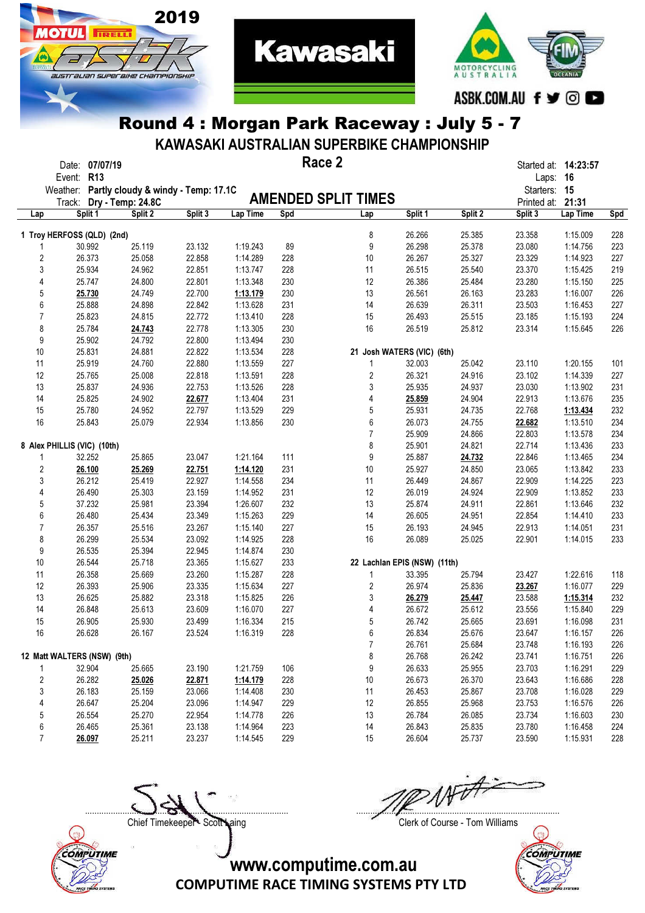# Round 4 : Morgan Park Raceway : July 5 - 7

## KAWASAKI AUSTRALIAN SUPERBIKE CHAMPIONSHIP

Date: 07/07/19
Event: R13
Weather: Partly cloudy & windy - Temp: 17.1C
Track: Dry - Temp: 24.8C

**Race 2**

**AMENDED SPLIT TIMES**

Started at: 14:23:57
Laps: 16
Starters: 15
Printed at: 21:31

| Lap | Split 1 | Split 2 | Split 3 | Lap Time | Spd |
|---|---|---|---|---|---|
| **1 Troy HERFOSS (QLD) (2nd)** | | | | | |
| 1 | 30.992 | 25.119 | 23.132 | 1:19.243 | 89 |
| 2 | 26.373 | 25.058 | 22.858 | 1:14.289 | 228 |
| 3 | 25.934 | 24.962 | 22.851 | 1:13.747 | 228 |
| 4 | 25.747 | 24.800 | 22.801 | 1:13.348 | 230 |
| 5 | **25.730** | 24.749 | 22.700 | **1:13.179** | 230 |
| 6 | 25.888 | 24.898 | 22.842 | 1:13.628 | 231 |
| 7 | 25.823 | 24.815 | 22.772 | 1:13.410 | 228 |
| 8 | 25.784 | **24.743** | 22.778 | 1:13.305 | 230 |
| 9 | 25.902 | 24.792 | 22.800 | 1:13.494 | 230 |
| 10 | 25.831 | 24.881 | 22.822 | 1:13.534 | 228 |
| 11 | 25.919 | 24.760 | 22.880 | 1:13.559 | 227 |
| 12 | 25.765 | 25.008 | 22.818 | 1:13.591 | 228 |
| 13 | 25.837 | 24.936 | 22.753 | 1:13.526 | 228 |
| 14 | 25.825 | 24.902 | **22.677** | 1:13.404 | 231 |
| 15 | 25.780 | 24.952 | 22.797 | 1:13.529 | 229 |
| 16 | 25.843 | 25.079 | 22.934 | 1:13.856 | 230 |
| **8 Alex PHILLIS (VIC) (10th)** | | | | | |
| 1 | 32.252 | 25.865 | 23.047 | 1:21.164 | 111 |
| 2 | **26.100** | **25.269** | **22.751** | **1:14.120** | 231 |
| 3 | 26.212 | 25.419 | 22.927 | 1:14.558 | 234 |
| 4 | 26.490 | 25.303 | 23.159 | 1:14.952 | 231 |
| 5 | 37.232 | 25.981 | 23.394 | 1:26.607 | 232 |
| 6 | 26.480 | 25.434 | 23.349 | 1:15.263 | 229 |
| 7 | 26.357 | 25.516 | 23.267 | 1:15.140 | 227 |
| 8 | 26.299 | 25.534 | 23.092 | 1:14.925 | 228 |
| 9 | 26.535 | 25.394 | 22.945 | 1:14.874 | 230 |
| 10 | 26.544 | 25.718 | 23.365 | 1:15.627 | 233 |
| 11 | 26.358 | 25.669 | 23.260 | 1:15.287 | 228 |
| 12 | 26.393 | 25.906 | 23.335 | 1:15.634 | 227 |
| 13 | 26.625 | 25.882 | 23.318 | 1:15.825 | 226 |
| 14 | 26.848 | 25.613 | 23.609 | 1:16.070 | 227 |
| 15 | 26.905 | 25.930 | 23.499 | 1:16.334 | 215 |
| 16 | 26.628 | 26.167 | 23.524 | 1:16.319 | 228 |
| **12 Matt WALTERS (NSW) (9th)** | | | | | |
| 1 | 32.904 | 25.665 | 23.190 | 1:21.759 | 106 |
| 2 | 26.282 | **25.026** | **22.871** | **1:14.179** | 228 |
| 3 | 26.183 | 25.159 | 23.066 | 1:14.408 | 230 |
| 4 | 26.647 | 25.204 | 23.096 | 1:14.947 | 229 |
| 5 | 26.554 | 25.270 | 22.954 | 1:14.778 | 226 |
| 6 | 26.465 | 25.361 | 23.138 | 1:14.964 | 223 |
| 7 | **26.097** | 25.211 | 23.237 | 1:14.545 | 229 |
| 8 | 26.266 | 25.385 | 23.358 | 1:15.009 | 228 |
| 9 | 26.298 | 25.378 | 23.080 | 1:14.756 | 223 |
| 10 | 26.267 | 25.327 | 23.329 | 1:14.923 | 227 |
| 11 | 26.515 | 25.540 | 23.370 | 1:15.425 | 219 |
| 12 | 26.386 | 25.484 | 23.280 | 1:15.150 | 225 |
| 13 | 26.561 | 26.163 | 23.283 | 1:16.007 | 226 |
| 14 | 26.639 | 26.311 | 23.503 | 1:16.453 | 227 |
| 15 | 26.493 | 25.515 | 23.185 | 1:15.193 | 224 |
| 16 | 26.519 | 25.812 | 23.314 | 1:15.645 | 226 |
| **21 Josh WATERS (VIC) (6th)** | | | | | |
| 1 | 32.003 | 25.042 | 23.110 | 1:20.155 | 101 |
| 2 | 26.321 | 24.916 | 23.102 | 1:14.339 | 227 |
| 3 | 25.935 | 24.937 | 23.030 | 1:13.902 | 231 |
| 4 | **25.859** | 24.904 | 22.913 | 1:13.676 | 235 |
| 5 | 25.931 | 24.735 | 22.768 | **1:13.434** | 232 |
| 6 | 26.073 | 24.755 | **22.682** | 1:13.510 | 234 |
| 7 | 25.909 | 24.866 | 22.803 | 1:13.578 | 234 |
| 8 | 25.901 | 24.821 | 22.714 | 1:13.436 | 233 |
| 9 | 25.887 | **24.732** | 22.846 | 1:13.465 | 234 |
| 10 | 25.927 | 24.850 | 23.065 | 1:13.842 | 233 |
| 11 | 26.449 | 24.867 | 22.909 | 1:14.225 | 223 |
| 12 | 26.019 | 24.924 | 22.909 | 1:13.852 | 233 |
| 13 | 25.874 | 24.911 | 22.861 | 1:13.646 | 232 |
| 14 | 26.605 | 24.951 | 22.854 | 1:14.410 | 233 |
| 15 | 26.193 | 24.945 | 22.913 | 1:14.051 | 231 |
| 16 | 26.089 | 25.025 | 22.901 | 1:14.015 | 233 |
| **22 Lachlan EPIS (NSW) (11th)** | | | | | |
| 1 | 33.395 | 25.794 | 23.427 | 1:22.616 | 118 |
| 2 | 26.974 | 25.836 | **23.267** | 1:16.077 | 229 |
| 3 | **26.279** | **25.447** | 23.588 | **1:15.314** | 232 |
| 4 | 26.672 | 25.612 | 23.556 | 1:15.840 | 229 |
| 5 | 26.742 | 25.665 | 23.691 | 1:16.098 | 231 |
| 6 | 26.834 | 25.676 | 23.647 | 1:16.157 | 226 |
| 7 | 26.761 | 25.684 | 23.748 | 1:16.193 | 226 |
| 8 | 26.768 | 26.242 | 23.741 | 1:16.751 | 226 |
| 9 | 26.633 | 25.955 | 23.703 | 1:16.291 | 229 |
| 10 | 26.673 | 26.370 | 23.643 | 1:16.686 | 228 |
| 11 | 26.453 | 25.867 | 23.708 | 1:16.028 | 229 |
| 12 | 26.855 | 25.968 | 23.753 | 1:16.576 | 226 |
| 13 | 26.784 | 26.085 | 23.734 | 1:16.603 | 230 |
| 14 | 26.843 | 25.835 | 23.780 | 1:16.458 | 224 |
| 15 | 26.604 | 25.737 | 23.590 | 1:15.931 | 228 |

Chief Timekeeper - Scott Laing

Clerk of Course - Tom Williams

www.computime.com.au
COMPUTIME RACE TIMING SYSTEMS PTY LTD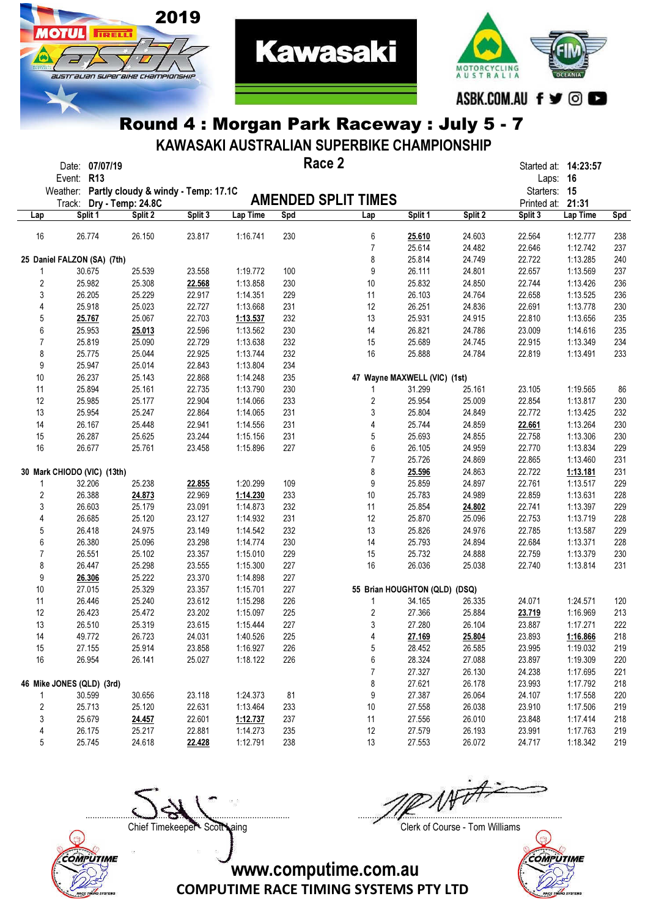# Round 4 : Morgan Park Raceway : July 5 - 7

## KAWASAKI AUSTRALIAN SUPERBIKE CHAMPIONSHIP

**Race 2**

Date: **07/07/19**
Event: **R13**
Weather: **Partly cloudy & windy - Temp: 17.1C**
Track: **Dry - Temp: 24.8C**

Started at: **14:23:57**
Laps: **16**
Starters: **15**
Printed at: **21:31**

**AMENDED SPLIT TIMES**

| Lap | Split 1 | Split 2 | Split 3 | Lap Time | Spd |
|---|---|---|---|---|---|
| 16 | 26.774 | 26.150 | 23.817 | 1:16.741 | 230 |
| **25 Daniel FALZON (SA) (7th)** | | | | | |
| 1 | 30.675 | 25.539 | 23.558 | 1:19.772 | 100 |
| 2 | 25.982 | 25.308 | **22.568** | 1:13.858 | 230 |
| 3 | 26.205 | 25.229 | 22.917 | 1:14.351 | 229 |
| 4 | 25.918 | 25.023 | 22.727 | 1:13.668 | 231 |
| 5 | **25.767** | 25.067 | 22.703 | **1:13.537** | 232 |
| 6 | 25.953 | **25.013** | 22.596 | 1:13.562 | 230 |
| 7 | 25.819 | 25.090 | 22.729 | 1:13.638 | 232 |
| 8 | 25.775 | 25.044 | 22.925 | 1:13.744 | 232 |
| 9 | 25.947 | 25.014 | 22.843 | 1:13.804 | 234 |
| 10 | 26.237 | 25.143 | 22.868 | 1:14.248 | 235 |
| 11 | 25.894 | 25.161 | 22.735 | 1:13.790 | 230 |
| 12 | 25.985 | 25.177 | 22.904 | 1:14.066 | 233 |
| 13 | 25.954 | 25.247 | 22.864 | 1:14.065 | 231 |
| 14 | 26.167 | 25.448 | 22.941 | 1:14.556 | 231 |
| 15 | 26.287 | 25.625 | 23.244 | 1:15.156 | 231 |
| 16 | 26.677 | 25.761 | 23.458 | 1:15.896 | 227 |
| **30 Mark CHIODO (VIC) (13th)** | | | | | |
| 1 | 32.206 | 25.238 | **22.855** | 1:20.299 | 109 |
| 2 | 26.388 | **24.873** | 22.969 | **1:14.230** | 233 |
| 3 | 26.603 | 25.179 | 23.091 | 1:14.873 | 232 |
| 4 | 26.685 | 25.120 | 23.127 | 1:14.932 | 231 |
| 5 | 26.418 | 24.975 | 23.149 | 1:14.542 | 232 |
| 6 | 26.380 | 25.096 | 23.298 | 1:14.774 | 230 |
| 7 | 26.551 | 25.102 | 23.357 | 1:15.010 | 229 |
| 8 | 26.447 | 25.298 | 23.555 | 1:15.300 | 227 |
| 9 | **26.306** | 25.222 | 23.370 | 1:14.898 | 227 |
| 10 | 27.015 | 25.329 | 23.357 | 1:15.701 | 227 |
| 11 | 26.446 | 25.240 | 23.612 | 1:15.298 | 226 |
| 12 | 26.423 | 25.472 | 23.202 | 1:15.097 | 225 |
| 13 | 26.510 | 25.319 | 23.615 | 1:15.444 | 227 |
| 14 | 49.772 | 26.723 | 24.031 | 1:40.526 | 225 |
| 15 | 27.155 | 25.914 | 23.858 | 1:16.927 | 226 |
| 16 | 26.954 | 26.141 | 25.027 | 1:18.122 | 226 |
| **46 Mike JONES (QLD) (3rd)** | | | | | |
| 1 | 30.599 | 30.656 | 23.118 | 1:24.373 | 81 |
| 2 | 25.713 | 25.120 | 22.631 | 1:13.464 | 233 |
| 3 | 25.679 | **24.457** | 22.601 | **1:12.737** | 237 |
| 4 | 26.175 | 25.217 | 22.881 | 1:14.273 | 235 |
| 5 | 25.745 | 24.618 | **22.428** | 1:12.791 | 238 |
| 6 | **25.610** | 24.603 | 22.564 | 1:12.777 | 238 |
| 7 | 25.614 | 24.482 | 22.646 | 1:12.742 | 237 |
| 8 | 25.814 | 24.749 | 22.722 | 1:13.285 | 240 |
| 9 | 26.111 | 24.801 | 22.657 | 1:13.569 | 237 |
| 10 | 25.832 | 24.850 | 22.744 | 1:13.426 | 236 |
| 11 | 26.103 | 24.764 | 22.658 | 1:13.525 | 236 |
| 12 | 26.251 | 24.836 | 22.691 | 1:13.778 | 230 |
| 13 | 25.931 | 24.915 | 22.810 | 1:13.656 | 235 |
| 14 | 26.821 | 24.786 | 23.009 | 1:14.616 | 235 |
| 15 | 25.689 | 24.745 | 22.915 | 1:13.349 | 234 |
| 16 | 25.888 | 24.784 | 22.819 | 1:13.491 | 233 |
| **47 Wayne MAXWELL (VIC) (1st)** | | | | | |
| 1 | 31.299 | 25.161 | 23.105 | 1:19.565 | 86 |
| 2 | 25.954 | 25.009 | 22.854 | 1:13.817 | 230 |
| 3 | 25.804 | 24.849 | 22.772 | 1:13.425 | 232 |
| 4 | 25.744 | 24.859 | **22.661** | 1:13.264 | 230 |
| 5 | 25.693 | 24.855 | 22.758 | 1:13.306 | 230 |
| 6 | 26.105 | 24.959 | 22.770 | 1:13.834 | 229 |
| 7 | 25.726 | 24.869 | 22.865 | 1:13.460 | 231 |
| 8 | **25.596** | 24.863 | 22.722 | **1:13.181** | 231 |
| 9 | 25.859 | 24.897 | 22.761 | 1:13.517 | 229 |
| 10 | 25.783 | 24.989 | 22.859 | 1:13.631 | 228 |
| 11 | 25.854 | **24.802** | 22.741 | 1:13.397 | 229 |
| 12 | 25.870 | 25.096 | 22.753 | 1:13.719 | 228 |
| 13 | 25.826 | 24.976 | 22.785 | 1:13.587 | 229 |
| 14 | 25.793 | 24.894 | 22.684 | 1:13.371 | 228 |
| 15 | 25.732 | 24.888 | 22.759 | 1:13.379 | 230 |
| 16 | 26.036 | 25.038 | 22.740 | 1:13.814 | 231 |
| **55 Brian HOUGHTON (QLD) (DSQ)** | | | | | |
| 1 | 34.165 | 26.335 | 24.071 | 1:24.571 | 120 |
| 2 | 27.366 | 25.884 | **23.719** | 1:16.969 | 213 |
| 3 | 27.280 | 26.104 | 23.887 | 1:17.271 | 222 |
| 4 | **27.169** | **25.804** | 23.893 | **1:16.866** | 218 |
| 5 | 28.452 | 26.585 | 23.995 | 1:19.032 | 219 |
| 6 | 28.324 | 27.088 | 23.897 | 1:19.309 | 220 |
| 7 | 27.327 | 26.130 | 24.238 | 1:17.695 | 221 |
| 8 | 27.621 | 26.178 | 23.993 | 1:17.792 | 218 |
| 9 | 27.387 | 26.064 | 24.107 | 1:17.558 | 220 |
| 10 | 27.558 | 26.038 | 23.910 | 1:17.506 | 219 |
| 11 | 27.556 | 26.010 | 23.848 | 1:17.414 | 218 |
| 12 | 27.579 | 26.193 | 23.991 | 1:17.763 | 219 |
| 13 | 27.553 | 26.072 | 24.717 | 1:18.342 | 219 |

Chief Timekeeper - Scott Laing

Clerk of Course - Tom Williams

www.computime.com.au
COMPUTIME RACE TIMING SYSTEMS PTY LTD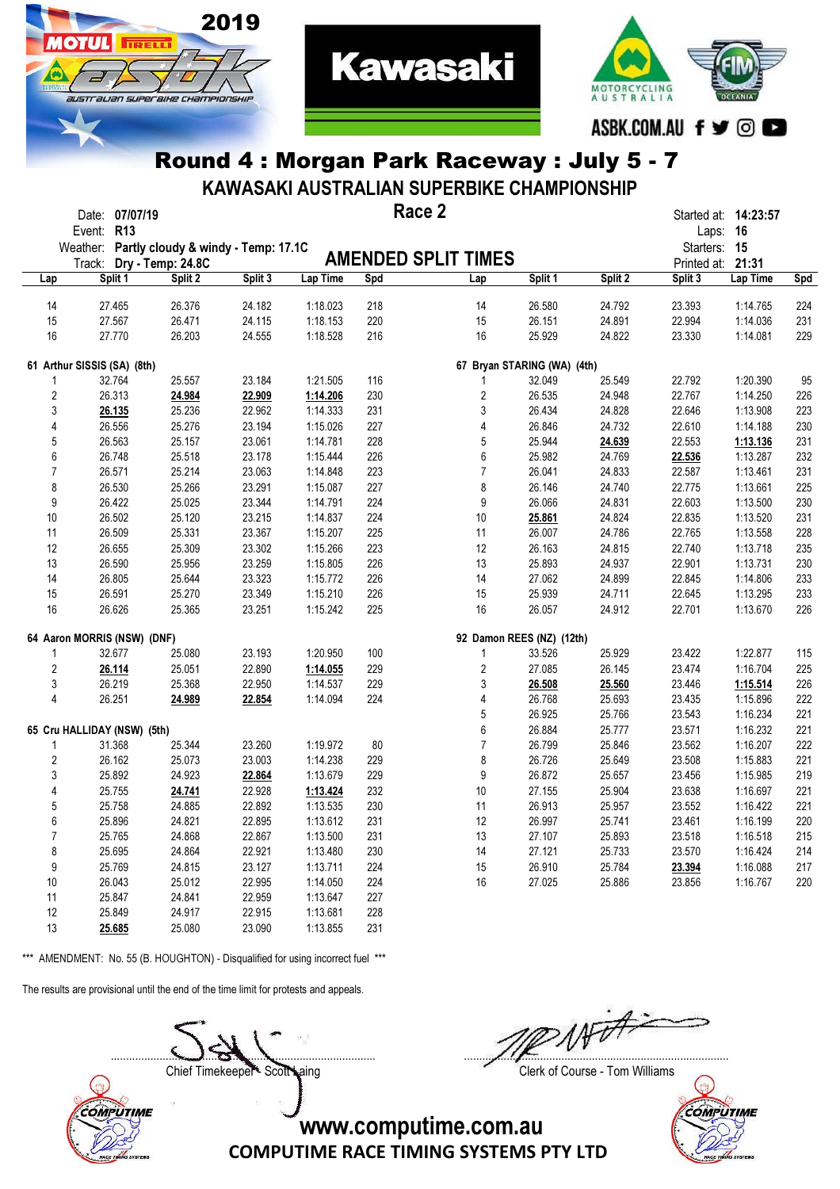# Round 4 : Morgan Park Raceway : July 5 - 7

## KAWASAKI AUSTRALIAN SUPERBIKE CHAMPIONSHIP

Date: **07/07/19**
Event: **R13**
Weather: **Partly cloudy & windy - Temp: 17.1C**
Track: **Dry - Temp: 24.8C**

## Race 2

## AMENDED SPLIT TIMES

Started at: **14:23:57**
Laps: **16**
Starters: **15**
Printed at: **21:31**

| Lap | Split 1 | Split 2 | Split 3 | Lap Time | Spd |
|---|---|---|---|---|---|
| 14 | 27.465 | 26.376 | 24.182 | 1:18.023 | 218 |
| 15 | 27.567 | 26.471 | 24.115 | 1:18.153 | 220 |
| 16 | 27.770 | 26.203 | 24.555 | 1:18.528 | 216 |

**61 Arthur SISSIS (SA) (8th)**

| Lap | Split 1 | Split 2 | Split 3 | Lap Time | Spd |
|---|---|---|---|---|---|
| 1 | 32.764 | 25.557 | 23.184 | 1:21.505 | 116 |
| 2 | 26.313 | **24.984** | **22.909** | **1:14.206** | 230 |
| 3 | **26.135** | 25.236 | 22.962 | 1:14.333 | 231 |
| 4 | 26.556 | 25.276 | 23.194 | 1:15.026 | 227 |
| 5 | 26.563 | 25.157 | 23.061 | 1:14.781 | 228 |
| 6 | 26.748 | 25.518 | 23.178 | 1:15.444 | 226 |
| 7 | 26.571 | 25.214 | 23.063 | 1:14.848 | 223 |
| 8 | 26.530 | 25.266 | 23.291 | 1:15.087 | 227 |
| 9 | 26.422 | 25.025 | 23.344 | 1:14.791 | 224 |
| 10 | 26.502 | 25.120 | 23.215 | 1:14.837 | 224 |
| 11 | 26.509 | 25.331 | 23.367 | 1:15.207 | 225 |
| 12 | 26.655 | 25.309 | 23.302 | 1:15.266 | 223 |
| 13 | 26.590 | 25.956 | 23.259 | 1:15.805 | 226 |
| 14 | 26.805 | 25.644 | 23.323 | 1:15.772 | 226 |
| 15 | 26.591 | 25.270 | 23.349 | 1:15.210 | 226 |
| 16 | 26.626 | 25.365 | 23.251 | 1:15.242 | 225 |

**64 Aaron MORRIS (NSW) (DNF)**

| Lap | Split 1 | Split 2 | Split 3 | Lap Time | Spd |
|---|---|---|---|---|---|
| 1 | 32.677 | 25.080 | 23.193 | 1:20.950 | 100 |
| 2 | **26.114** | 25.051 | 22.890 | **1:14.055** | 229 |
| 3 | 26.219 | 25.368 | 22.950 | 1:14.537 | 229 |
| 4 | 26.251 | **24.989** | **22.854** | 1:14.094 | 224 |

**65 Cru HALLIDAY (NSW) (5th)**

| Lap | Split 1 | Split 2 | Split 3 | Lap Time | Spd |
|---|---|---|---|---|---|
| 1 | 31.368 | 25.344 | 23.260 | 1:19.972 | 80 |
| 2 | 26.162 | 25.073 | 23.003 | 1:14.238 | 229 |
| 3 | 25.892 | 24.923 | **22.864** | 1:13.679 | 229 |
| 4 | 25.755 | **24.741** | 22.928 | **1:13.424** | 232 |
| 5 | 25.758 | 24.885 | 22.892 | 1:13.535 | 230 |
| 6 | 25.896 | 24.821 | 22.895 | 1:13.612 | 231 |
| 7 | 25.765 | 24.868 | 22.867 | 1:13.500 | 231 |
| 8 | 25.695 | 24.864 | 22.921 | 1:13.480 | 230 |
| 9 | 25.769 | 24.815 | 23.127 | 1:13.711 | 224 |
| 10 | 26.043 | 25.012 | 22.995 | 1:14.050 | 224 |
| 11 | 25.847 | 24.841 | 22.959 | 1:13.647 | 227 |
| 12 | 25.849 | 24.917 | 22.915 | 1:13.681 | 228 |
| 13 | **25.685** | 25.080 | 23.090 | 1:13.855 | 231 |

| Lap | Split 1 | Split 2 | Split 3 | Lap Time | Spd |
|---|---|---|---|---|---|
| 14 | 26.580 | 24.792 | 23.393 | 1:14.765 | 224 |
| 15 | 26.151 | 24.891 | 22.994 | 1:14.036 | 231 |
| 16 | 25.929 | 24.822 | 23.330 | 1:14.081 | 229 |

**67 Bryan STARING (WA) (4th)**

| Lap | Split 1 | Split 2 | Split 3 | Lap Time | Spd |
|---|---|---|---|---|---|
| 1 | 32.049 | 25.549 | 22.792 | 1:20.390 | 95 |
| 2 | 26.535 | 24.948 | 22.767 | 1:14.250 | 226 |
| 3 | 26.434 | 24.828 | 22.646 | 1:13.908 | 223 |
| 4 | 26.846 | 24.732 | 22.610 | 1:14.188 | 230 |
| 5 | 25.944 | **24.639** | 22.553 | **1:13.136** | 231 |
| 6 | 25.982 | 24.769 | **22.536** | 1:13.287 | 232 |
| 7 | 26.041 | 24.833 | 22.587 | 1:13.461 | 231 |
| 8 | 26.146 | 24.740 | 22.775 | 1:13.661 | 225 |
| 9 | 26.066 | 24.831 | 22.603 | 1:13.500 | 230 |
| 10 | **25.861** | 24.824 | 22.835 | 1:13.520 | 231 |
| 11 | 26.007 | 24.786 | 22.765 | 1:13.558 | 228 |
| 12 | 26.163 | 24.815 | 22.740 | 1:13.718 | 235 |
| 13 | 25.893 | 24.937 | 22.901 | 1:13.731 | 230 |
| 14 | 27.062 | 24.899 | 22.845 | 1:14.806 | 233 |
| 15 | 25.939 | 24.711 | 22.645 | 1:13.295 | 233 |
| 16 | 26.057 | 24.912 | 22.701 | 1:13.670 | 226 |

**92 Damon REES (NZ) (12th)**

| Lap | Split 1 | Split 2 | Split 3 | Lap Time | Spd |
|---|---|---|---|---|---|
| 1 | 33.526 | 25.929 | 23.422 | 1:22.877 | 115 |
| 2 | 27.085 | 26.145 | 23.474 | 1:16.704 | 225 |
| 3 | **26.508** | **25.560** | 23.446 | **1:15.514** | 226 |
| 4 | 26.768 | 25.693 | 23.435 | 1:15.896 | 222 |
| 5 | 26.925 | 25.766 | 23.543 | 1:16.234 | 221 |
| 6 | 26.884 | 25.777 | 23.571 | 1:16.232 | 221 |
| 7 | 26.799 | 25.846 | 23.562 | 1:16.207 | 222 |
| 8 | 26.726 | 25.649 | 23.508 | 1:15.883 | 221 |
| 9 | 26.872 | 25.657 | 23.456 | 1:15.985 | 219 |
| 10 | 27.155 | 25.904 | 23.638 | 1:16.697 | 221 |
| 11 | 26.913 | 25.957 | 23.552 | 1:16.422 | 221 |
| 12 | 26.997 | 25.741 | 23.461 | 1:16.199 | 220 |
| 13 | 27.107 | 25.893 | 23.518 | 1:16.518 | 215 |
| 14 | 27.121 | 25.733 | 23.570 | 1:16.424 | 214 |
| 15 | 26.910 | 25.784 | **23.394** | 1:16.088 | 217 |
| 16 | 27.025 | 25.886 | 23.856 | 1:16.767 | 220 |

\*\*\* AMENDMENT: No. 55 (B. HOUGHTON) - Disqualified for using incorrect fuel \*\*\*

The results are provisional until the end of the time limit for protests and appeals.

Chief Timekeeper - Scott Laing

Clerk of Course - Tom Williams

www.computime.com.au
COMPUTIME RACE TIMING SYSTEMS PTY LTD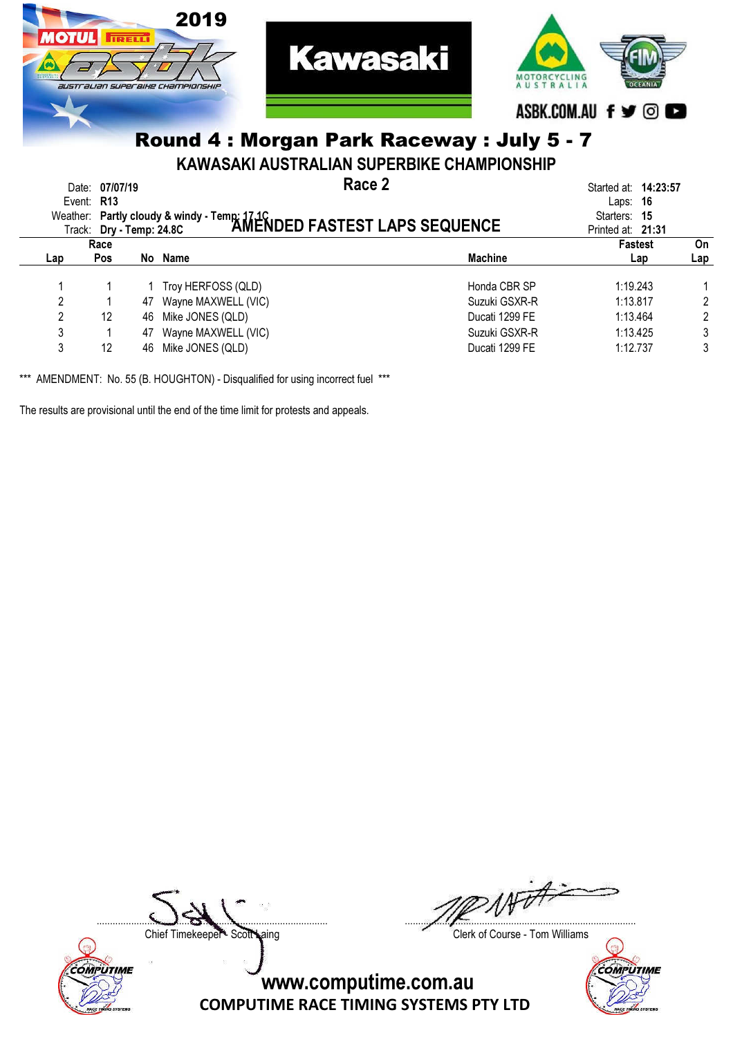# Round 4 : Morgan Park Raceway : July 5 - 7

## KAWASAKI AUSTRALIAN SUPERBIKE CHAMPIONSHIP

## Race 2

## AMENDED FASTEST LAPS SEQUENCE

Date: **07/07/19**
Event: **R13**
Weather: **Partly cloudy & windy - Temp: 17.1C**
Track: **Dry - Temp: 24.8C**

Started at: **14:23:57**
Laps: **16**
Starters: **15**
Printed at: **21:31**

| Lap | Race Pos | No | Name | Machine | Fastest Lap | On Lap |
|---|---|---|---|---|---|---|
| 1 | 1 | 1 | Troy HERFOSS (QLD) | Honda CBR SP | 1:19.243 | 1 |
| 2 | 1 | 47 | Wayne MAXWELL (VIC) | Suzuki GSXR-R | 1:13.817 | 2 |
| 2 | 12 | 46 | Mike JONES (QLD) | Ducati 1299 FE | 1:13.464 | 2 |
| 3 | 1 | 47 | Wayne MAXWELL (VIC) | Suzuki GSXR-R | 1:13.425 | 3 |
| 3 | 12 | 46 | Mike JONES (QLD) | Ducati 1299 FE | 1:12.737 | 3 |

*** AMENDMENT: No. 55 (B. HOUGHTON) - Disqualified for using incorrect fuel ***

The results are provisional until the end of the time limit for protests and appeals.

Chief Timekeeper - Scott Laing

Clerk of Course - Tom Williams

www.computime.com.au
COMPUTIME RACE TIMING SYSTEMS PTY LTD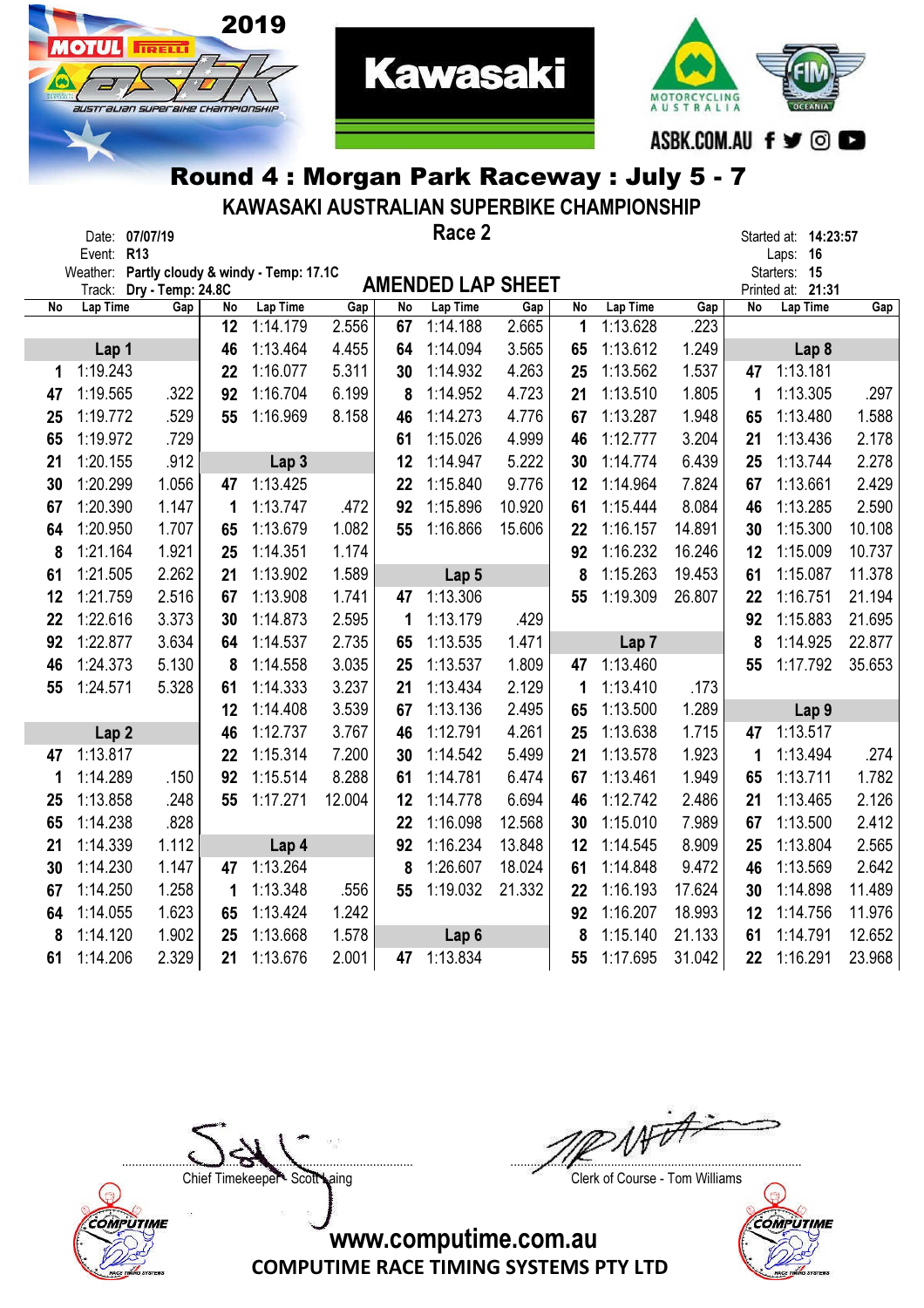# Round 4 : Morgan Park Raceway : July 5 - 7

## KAWASAKI AUSTRALIAN SUPERBIKE CHAMPIONSHIP

**Race 2**

Date: **07/07/19**
Event: **R13**
Weather: **Partly cloudy & windy - Temp: 17.1C**
Track: **Dry - Temp: 24.8C**

Started at: **14:23:57**
Laps: **16**
Starters: **15**
Printed at: **21:31**

**AMENDED LAP SHEET**

### Lap 1

| No | Lap Time | Gap |
|---|---|---|
| 1 | 1:19.243 | |
| 47 | 1:19.565 | .322 |
| 25 | 1:19.772 | .529 |
| 65 | 1:19.972 | .729 |
| 21 | 1:20.155 | .912 |
| 30 | 1:20.299 | 1.056 |
| 67 | 1:20.390 | 1.147 |
| 64 | 1:20.950 | 1.707 |
| 8 | 1:21.164 | 1.921 |
| 61 | 1:21.505 | 2.262 |
| 12 | 1:21.759 | 2.516 |
| 22 | 1:22.616 | 3.373 |
| 92 | 1:22.877 | 3.634 |
| 46 | 1:24.373 | 5.130 |
| 55 | 1:24.571 | 5.328 |

### Lap 2

| No | Lap Time | Gap |
|---|---|---|
| 47 | 1:13.817 | |
| 1 | 1:14.289 | .150 |
| 25 | 1:13.858 | .248 |
| 65 | 1:14.238 | .828 |
| 21 | 1:14.339 | 1.112 |
| 30 | 1:14.230 | 1.147 |
| 67 | 1:14.250 | 1.258 |
| 64 | 1:14.055 | 1.623 |
| 8 | 1:14.120 | 1.902 |
| 61 | 1:14.206 | 2.329 |
| 12 | 1:14.179 | 2.556 |
| 46 | 1:13.464 | 4.455 |
| 22 | 1:16.077 | 5.311 |
| 92 | 1:16.704 | 6.199 |
| 55 | 1:16.969 | 8.158 |

### Lap 3

| No | Lap Time | Gap |
|---|---|---|
| 47 | 1:13.425 | |
| 1 | 1:13.747 | .472 |
| 65 | 1:13.679 | 1.082 |
| 25 | 1:14.351 | 1.174 |
| 21 | 1:13.902 | 1.589 |
| 67 | 1:13.908 | 1.741 |
| 30 | 1:14.873 | 2.595 |
| 64 | 1:14.537 | 2.735 |
| 8 | 1:14.558 | 3.035 |
| 61 | 1:14.333 | 3.237 |
| 12 | 1:14.408 | 3.539 |
| 46 | 1:12.737 | 3.767 |
| 22 | 1:15.314 | 7.200 |
| 92 | 1:15.514 | 8.288 |
| 55 | 1:17.271 | 12.004 |

### Lap 4

| No | Lap Time | Gap |
|---|---|---|
| 47 | 1:13.264 | |
| 1 | 1:13.348 | .556 |
| 65 | 1:13.424 | 1.242 |
| 25 | 1:13.668 | 1.578 |
| 21 | 1:13.676 | 2.001 |
| 67 | 1:14.188 | 2.665 |
| 64 | 1:14.094 | 3.565 |
| 30 | 1:14.932 | 4.263 |
| 8 | 1:14.952 | 4.723 |
| 46 | 1:14.273 | 4.776 |
| 61 | 1:15.026 | 4.999 |
| 12 | 1:14.947 | 5.222 |
| 22 | 1:15.840 | 9.776 |
| 92 | 1:15.896 | 10.920 |
| 55 | 1:16.866 | 15.606 |

### Lap 5

| No | Lap Time | Gap |
|---|---|---|
| 47 | 1:13.306 | |
| 1 | 1:13.179 | .429 |
| 65 | 1:13.535 | 1.471 |
| 25 | 1:13.537 | 1.809 |
| 21 | 1:13.434 | 2.129 |
| 67 | 1:13.136 | 2.495 |
| 46 | 1:12.791 | 4.261 |
| 30 | 1:14.542 | 5.499 |
| 61 | 1:14.781 | 6.474 |
| 12 | 1:14.778 | 6.694 |
| 22 | 1:16.098 | 12.568 |
| 92 | 1:16.234 | 13.848 |
| 8 | 1:26.607 | 18.024 |
| 55 | 1:19.032 | 21.332 |

### Lap 6

| No | Lap Time | Gap |
|---|---|---|
| 47 | 1:13.834 | |
| 1 | 1:13.628 | .223 |
| 65 | 1:13.612 | 1.249 |
| 25 | 1:13.562 | 1.537 |
| 21 | 1:13.510 | 1.805 |
| 67 | 1:13.287 | 1.948 |
| 46 | 1:12.777 | 3.204 |
| 30 | 1:14.774 | 6.439 |
| 12 | 1:14.964 | 7.824 |
| 61 | 1:15.444 | 8.084 |
| 22 | 1:16.157 | 14.891 |
| 92 | 1:16.232 | 16.246 |
| 8 | 1:15.263 | 19.453 |
| 55 | 1:19.309 | 26.807 |

### Lap 7

| No | Lap Time | Gap |
|---|---|---|
| 47 | 1:13.460 | |
| 1 | 1:13.410 | .173 |
| 65 | 1:13.500 | 1.289 |
| 25 | 1:13.638 | 1.715 |
| 21 | 1:13.578 | 1.923 |
| 67 | 1:13.461 | 1.949 |
| 46 | 1:12.742 | 2.486 |
| 30 | 1:15.010 | 7.989 |
| 12 | 1:14.545 | 8.909 |
| 61 | 1:14.848 | 9.472 |
| 22 | 1:16.193 | 17.624 |
| 92 | 1:16.207 | 18.993 |
| 8 | 1:15.140 | 21.133 |
| 55 | 1:17.695 | 31.042 |

### Lap 8

| No | Lap Time | Gap |
|---|---|---|
| 47 | 1:13.181 | |
| 1 | 1:13.305 | .297 |
| 65 | 1:13.480 | 1.588 |
| 21 | 1:13.436 | 2.178 |
| 25 | 1:13.744 | 2.278 |
| 67 | 1:13.661 | 2.429 |
| 46 | 1:13.285 | 2.590 |
| 30 | 1:15.300 | 10.108 |
| 12 | 1:15.009 | 10.737 |
| 61 | 1:15.087 | 11.378 |
| 22 | 1:16.751 | 21.194 |
| 92 | 1:15.883 | 21.695 |
| 8 | 1:14.925 | 22.877 |
| 55 | 1:17.792 | 35.653 |

### Lap 9

| No | Lap Time | Gap |
|---|---|---|
| 47 | 1:13.517 | |
| 1 | 1:13.494 | .274 |
| 65 | 1:13.711 | 1.782 |
| 21 | 1:13.465 | 2.126 |
| 67 | 1:13.500 | 2.412 |
| 25 | 1:13.804 | 2.565 |
| 46 | 1:13.569 | 2.642 |
| 30 | 1:14.898 | 11.489 |
| 12 | 1:14.756 | 11.976 |
| 61 | 1:14.791 | 12.652 |
| 22 | 1:16.291 | 23.968 |

Chief Timekeeper - Scott Laing

Clerk of Course - Tom Williams

www.computime.com.au
COMPUTIME RACE TIMING SYSTEMS PTY LTD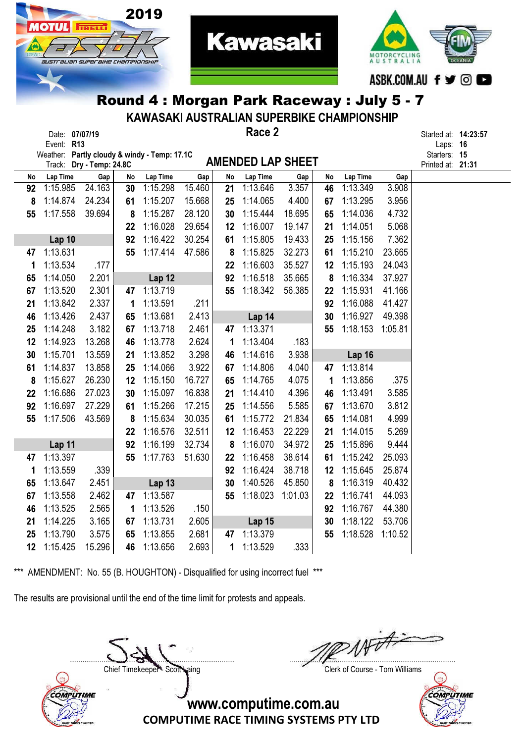# Round 4 : Morgan Park Raceway : July 5 - 7

## KAWASAKI AUSTRALIAN SUPERBIKE CHAMPIONSHIP

Date: 07/07/19
Event: R13
Weather: Partly cloudy & windy - Temp: 17.1C
Track: Dry - Temp: 24.8C

**Race 2**

**AMENDED LAP SHEET**

Started at: 14:23:57
Laps: 16
Starters: 15
Printed at: 21:31

| No | Lap Time | Gap | No | Lap Time | Gap | No | Lap Time | Gap | No | Lap Time | Gap |
|---|---|---|---|---|---|---|---|---|---|---|---|
| 92 | 1:15.985 | 24.163 | 30 | 1:15.298 | 15.460 | 21 | 1:13.646 | 3.357 | 46 | 1:13.349 | 3.908 |
| 8 | 1:14.874 | 24.234 | 61 | 1:15.207 | 15.668 | 25 | 1:14.065 | 4.400 | 67 | 1:13.295 | 3.956 |
| 55 | 1:17.558 | 39.694 | 8 | 1:15.287 | 28.120 | 30 | 1:15.444 | 18.695 | 65 | 1:14.036 | 4.732 |
| | | | 22 | 1:16.028 | 29.654 | 12 | 1:16.007 | 19.147 | 21 | 1:14.051 | 5.068 |
| **Lap 10** | | | 92 | 1:16.422 | 30.254 | 61 | 1:15.805 | 19.433 | 25 | 1:15.156 | 7.362 |
| 47 | 1:13.631 | | 55 | 1:17.414 | 47.586 | 8 | 1:15.825 | 32.273 | 61 | 1:15.210 | 23.665 |
| 1 | 1:13.534 | .177 | | | | 22 | 1:16.603 | 35.527 | 12 | 1:15.193 | 24.043 |
| 65 | 1:14.050 | 2.201 | **Lap 12** | | | 92 | 1:16.518 | 35.665 | 8 | 1:16.334 | 37.927 |
| 67 | 1:13.520 | 2.301 | 47 | 1:13.719 | | 55 | 1:18.342 | 56.385 | 22 | 1:15.931 | 41.166 |
| 21 | 1:13.842 | 2.337 | 1 | 1:13.591 | .211 | | | | 92 | 1:16.088 | 41.427 |
| 46 | 1:13.426 | 2.437 | 65 | 1:13.681 | 2.413 | **Lap 14** | | | 30 | 1:16.927 | 49.398 |
| 25 | 1:14.248 | 3.182 | 67 | 1:13.718 | 2.461 | 47 | 1:13.371 | | 55 | 1:18.153 | 1:05.81 |
| 12 | 1:14.923 | 13.268 | 46 | 1:13.778 | 2.624 | 1 | 1:13.404 | .183 | | | |
| 30 | 1:15.701 | 13.559 | 21 | 1:13.852 | 3.298 | 46 | 1:14.616 | 3.938 | **Lap 16** | | |
| 61 | 1:14.837 | 13.858 | 25 | 1:14.066 | 3.922 | 67 | 1:14.806 | 4.040 | 47 | 1:13.814 | |
| 8 | 1:15.627 | 26.230 | 12 | 1:15.150 | 16.727 | 65 | 1:14.765 | 4.075 | 1 | 1:13.856 | .375 |
| 22 | 1:16.686 | 27.023 | 30 | 1:15.097 | 16.838 | 21 | 1:14.410 | 4.396 | 46 | 1:13.491 | 3.585 |
| 92 | 1:16.697 | 27.229 | 61 | 1:15.266 | 17.215 | 25 | 1:14.556 | 5.585 | 67 | 1:13.670 | 3.812 |
| 55 | 1:17.506 | 43.569 | 8 | 1:15.634 | 30.035 | 61 | 1:15.772 | 21.834 | 65 | 1:14.081 | 4.999 |
| | | | 22 | 1:16.576 | 32.511 | 12 | 1:16.453 | 22.229 | 21 | 1:14.015 | 5.269 |
| **Lap 11** | | | 92 | 1:16.199 | 32.734 | 8 | 1:16.070 | 34.972 | 25 | 1:15.896 | 9.444 |
| 47 | 1:13.397 | | 55 | 1:17.763 | 51.630 | 22 | 1:16.458 | 38.614 | 61 | 1:15.242 | 25.093 |
| 1 | 1:13.559 | .339 | | | | 92 | 1:16.424 | 38.718 | 12 | 1:15.645 | 25.874 |
| 65 | 1:13.647 | 2.451 | **Lap 13** | | | 30 | 1:40.526 | 45.850 | 8 | 1:16.319 | 40.432 |
| 67 | 1:13.558 | 2.462 | 47 | 1:13.587 | | 55 | 1:18.023 | 1:01.03 | 22 | 1:16.741 | 44.093 |
| 46 | 1:13.525 | 2.565 | 1 | 1:13.526 | .150 | | | | 92 | 1:16.767 | 44.380 |
| 21 | 1:14.225 | 3.165 | 67 | 1:13.731 | 2.605 | **Lap 15** | | | 30 | 1:18.122 | 53.706 |
| 25 | 1:13.790 | 3.575 | 65 | 1:13.855 | 2.681 | 47 | 1:13.379 | | 55 | 1:18.528 | 1:10.52 |
| 12 | 1:15.425 | 15.296 | 46 | 1:13.656 | 2.693 | 1 | 1:13.529 | .333 | | | |

*** AMENDMENT: No. 55 (B. HOUGHTON) - Disqualified for using incorrect fuel ***

The results are provisional until the end of the time limit for protests and appeals.

Chief Timekeeper - Scott Laing

Clerk of Course - Tom Williams

www.computime.com.au

COMPUTIME RACE TIMING SYSTEMS PTY LTD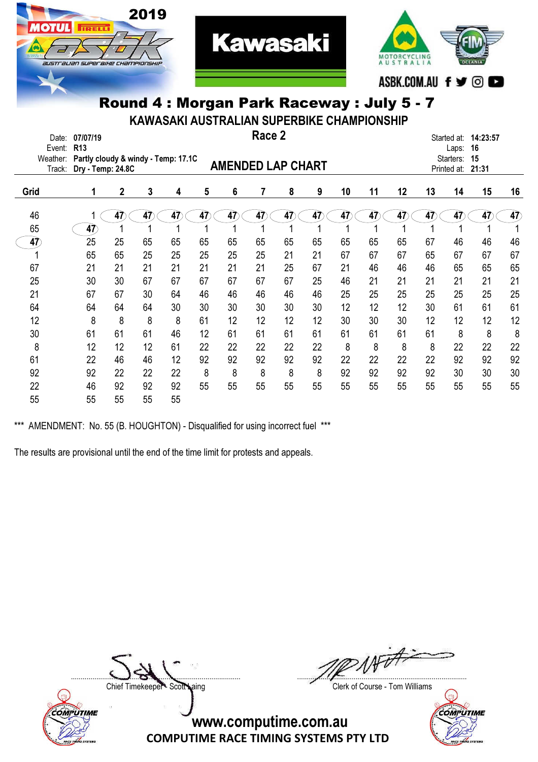## Round 4 : Morgan Park Raceway : July 5 - 7

### KAWASAKI AUSTRALIAN SUPERBIKE CHAMPIONSHIP

Date: 07/07/19
Event: R13
Weather: Partly cloudy & windy - Temp: 17.1C
Track: Dry - Temp: 24.8C

**Race 2**

**AMENDED LAP CHART**

Started at: 14:23:57
Laps: 16
Starters: 15
Printed at: 21:31

| Grid | 1 | 2 | 3 | 4 | 5 | 6 | 7 | 8 | 9 | 10 | 11 | 12 | 13 | 14 | 15 | 16 |
|---|---|---|---|---|---|---|---|---|---|---|---|---|---|---|---|---|
| 46 | 1 | 47 | 47 | 47 | 47 | 47 | 47 | 47 | 47 | 47 | 47 | 47 | 47 | 47 | 47 | 47 |
| 65 | 47 | 1 | 1 | 1 | 1 | 1 | 1 | 1 | 1 | 1 | 1 | 1 | 1 | 1 | 1 | 1 |
| 47 | 25 | 25 | 65 | 65 | 65 | 65 | 65 | 65 | 65 | 65 | 65 | 65 | 67 | 46 | 46 | 46 |
| 1 | 65 | 65 | 25 | 25 | 25 | 25 | 25 | 21 | 21 | 67 | 67 | 67 | 65 | 67 | 67 | 67 |
| 67 | 21 | 21 | 21 | 21 | 21 | 21 | 21 | 25 | 67 | 21 | 46 | 46 | 46 | 65 | 65 | 65 |
| 25 | 30 | 30 | 67 | 67 | 67 | 67 | 67 | 67 | 25 | 46 | 21 | 21 | 21 | 21 | 21 | 21 |
| 21 | 67 | 67 | 30 | 64 | 46 | 46 | 46 | 46 | 46 | 25 | 25 | 25 | 25 | 25 | 25 | 25 |
| 64 | 64 | 64 | 64 | 30 | 30 | 30 | 30 | 30 | 30 | 12 | 12 | 12 | 30 | 61 | 61 | 61 |
| 12 | 8 | 8 | 8 | 8 | 61 | 12 | 12 | 12 | 12 | 30 | 30 | 30 | 12 | 12 | 12 | 12 |
| 30 | 61 | 61 | 61 | 46 | 12 | 61 | 61 | 61 | 61 | 61 | 61 | 61 | 61 | 8 | 8 | 8 |
| 8 | 12 | 12 | 12 | 61 | 22 | 22 | 22 | 22 | 22 | 8 | 8 | 8 | 8 | 22 | 22 | 22 |
| 61 | 22 | 46 | 46 | 12 | 92 | 92 | 92 | 92 | 92 | 22 | 22 | 22 | 22 | 92 | 92 | 92 |
| 92 | 92 | 22 | 22 | 22 | 8 | 8 | 8 | 8 | 8 | 92 | 92 | 92 | 92 | 30 | 30 | 30 |
| 22 | 46 | 92 | 92 | 92 | 55 | 55 | 55 | 55 | 55 | 55 | 55 | 55 | 55 | 55 | 55 | 55 |
| 55 | 55 | 55 | 55 | 55 | | | | | | | | | | | | |

\*\*\* AMENDMENT: No. 55 (B. HOUGHTON) - Disqualified for using incorrect fuel \*\*\*

The results are provisional until the end of the time limit for protests and appeals.

Chief Timekeeper - Scott Laing

Clerk of Course - Tom Williams

www.computime.com.au
COMPUTIME RACE TIMING SYSTEMS PTY LTD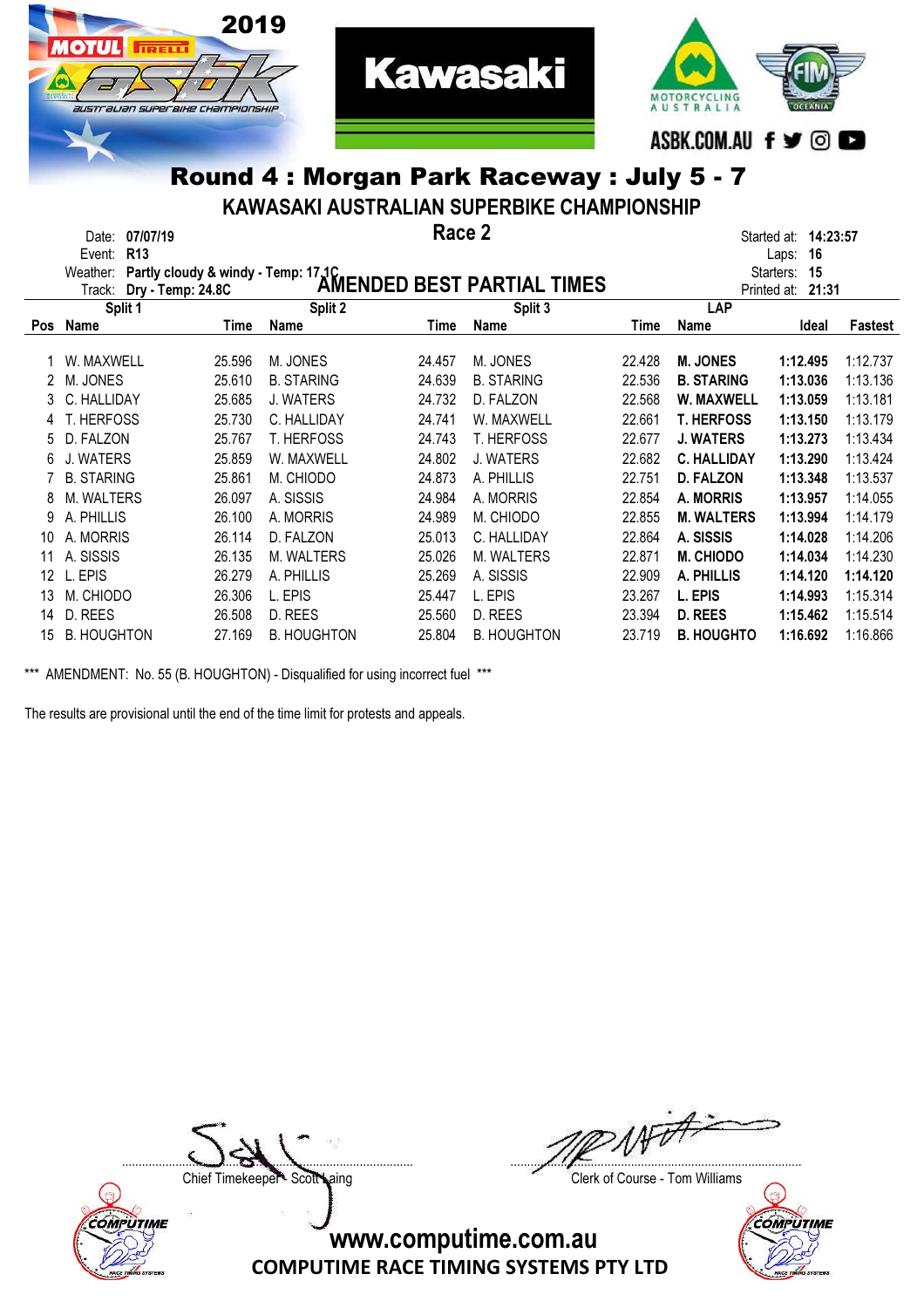2019

ASBK.COM.AU

# Round 4 : Morgan Park Raceway : July 5 - 7

## KAWASAKI AUSTRALIAN SUPERBIKE CHAMPIONSHIP

### Race 2

Date: **07/07/19**
Event: **R13**
Weather: **Partly cloudy & windy - Temp: 17.1C**
Track: **Dry - Temp: 24.8C**

Started at: **14:23:57**
Laps: **16**
Starters: **15**
Printed at: **21:31**

## AMENDED BEST PARTIAL TIMES

| Pos | Split 1 Name | Time | Split 2 Name | Time | Split 3 Name | Time | LAP Name | Ideal | Fastest |
|---|---|---|---|---|---|---|---|---|---|
| 1 | W. MAXWELL | 25.596 | M. JONES | 24.457 | M. JONES | 22.428 | **M. JONES** | **1:12.495** | 1:12.737 |
| 2 | M. JONES | 25.610 | B. STARING | 24.639 | B. STARING | 22.536 | **B. STARING** | **1:13.036** | 1:13.136 |
| 3 | C. HALLIDAY | 25.685 | J. WATERS | 24.732 | D. FALZON | 22.568 | **W. MAXWELL** | **1:13.059** | 1:13.181 |
| 4 | T. HERFOSS | 25.730 | C. HALLIDAY | 24.741 | W. MAXWELL | 22.661 | **T. HERFOSS** | **1:13.150** | 1:13.179 |
| 5 | D. FALZON | 25.767 | T. HERFOSS | 24.743 | T. HERFOSS | 22.677 | **J. WATERS** | **1:13.273** | 1:13.434 |
| 6 | J. WATERS | 25.859 | W. MAXWELL | 24.802 | J. WATERS | 22.682 | **C. HALLIDAY** | **1:13.290** | 1:13.424 |
| 7 | B. STARING | 25.861 | M. CHIODO | 24.873 | A. PHILLIS | 22.751 | **D. FALZON** | **1:13.348** | 1:13.537 |
| 8 | M. WALTERS | 26.097 | A. SISSIS | 24.984 | A. MORRIS | 22.854 | **A. MORRIS** | **1:13.957** | 1:14.055 |
| 9 | A. PHILLIS | 26.100 | A. MORRIS | 24.989 | M. CHIODO | 22.855 | **M. WALTERS** | **1:13.994** | 1:14.179 |
| 10 | A. MORRIS | 26.114 | D. FALZON | 25.013 | C. HALLIDAY | 22.864 | **A. SISSIS** | **1:14.028** | 1:14.206 |
| 11 | A. SISSIS | 26.135 | M. WALTERS | 25.026 | M. WALTERS | 22.871 | **M. CHIODO** | **1:14.034** | 1:14.230 |
| 12 | L. EPIS | 26.279 | A. PHILLIS | 25.269 | A. SISSIS | 22.909 | **A. PHILLIS** | **1:14.120** | **1:14.120** |
| 13 | M. CHIODO | 26.306 | L. EPIS | 25.447 | L. EPIS | 23.267 | **L. EPIS** | **1:14.993** | 1:15.314 |
| 14 | D. REES | 26.508 | D. REES | 25.560 | D. REES | 23.394 | **D. REES** | **1:15.462** | 1:15.514 |
| 15 | B. HOUGHTON | 27.169 | B. HOUGHTON | 25.804 | B. HOUGHTON | 23.719 | **B. HOUGHTO** | **1:16.692** | 1:16.866 |

\*\*\* AMENDMENT: No. 55 (B. HOUGHTON) - Disqualified for using incorrect fuel \*\*\*

The results are provisional until the end of the time limit for protests and appeals.

Chief Timekeeper - Scott Laing

Clerk of Course - Tom Williams

www.computime.com.au
COMPUTIME RACE TIMING SYSTEMS PTY LTD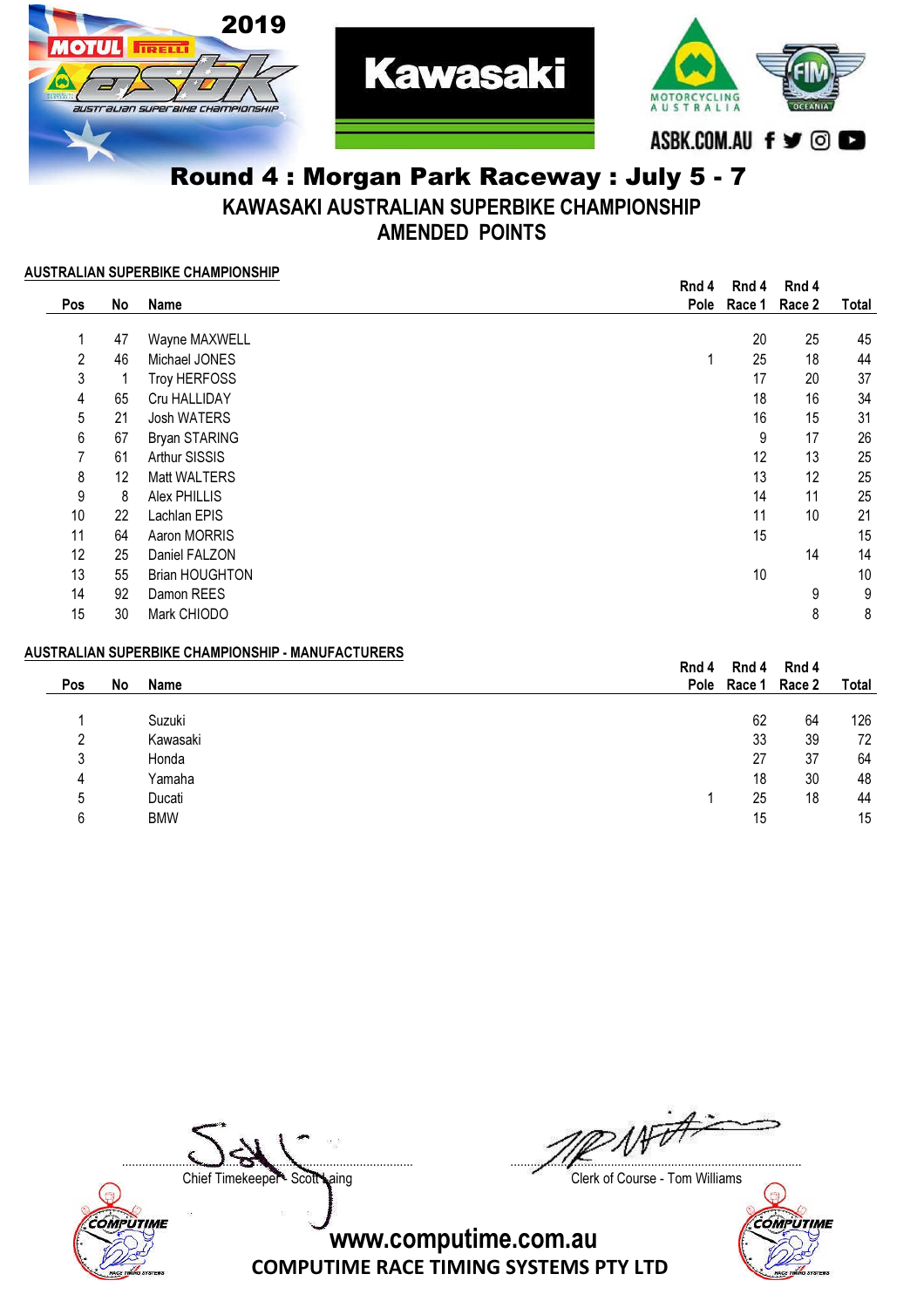# Round 4 : Morgan Park Raceway : July 5 - 7

## KAWASAKI AUSTRALIAN SUPERBIKE CHAMPIONSHIP

## AMENDED POINTS

**AUSTRALIAN SUPERBIKE CHAMPIONSHIP**

| Pos | No | Name | Rnd 4 Pole | Rnd 4 Race 1 | Rnd 4 Race 2 | Total |
|---|---|---|---|---|---|---|
| 1 | 47 | Wayne MAXWELL | | 20 | 25 | 45 |
| 2 | 46 | Michael JONES | 1 | 25 | 18 | 44 |
| 3 | 1 | Troy HERFOSS | | 17 | 20 | 37 |
| 4 | 65 | Cru HALLIDAY | | 18 | 16 | 34 |
| 5 | 21 | Josh WATERS | | 16 | 15 | 31 |
| 6 | 67 | Bryan STARING | | 9 | 17 | 26 |
| 7 | 61 | Arthur SISSIS | | 12 | 13 | 25 |
| 8 | 12 | Matt WALTERS | | 13 | 12 | 25 |
| 9 | 8 | Alex PHILLIS | | 14 | 11 | 25 |
| 10 | 22 | Lachlan EPIS | | 11 | 10 | 21 |
| 11 | 64 | Aaron MORRIS | | 15 | | 15 |
| 12 | 25 | Daniel FALZON | | | 14 | 14 |
| 13 | 55 | Brian HOUGHTON | | 10 | | 10 |
| 14 | 92 | Damon REES | | | 9 | 9 |
| 15 | 30 | Mark CHIODO | | | 8 | 8 |

**AUSTRALIAN SUPERBIKE CHAMPIONSHIP - MANUFACTURERS**

| Pos | No | Name | Rnd 4 Pole | Rnd 4 Race 1 | Rnd 4 Race 2 | Total |
|---|---|---|---|---|---|---|
| 1 | | Suzuki | | 62 | 64 | 126 |
| 2 | | Kawasaki | | 33 | 39 | 72 |
| 3 | | Honda | | 27 | 37 | 64 |
| 4 | | Yamaha | | 18 | 30 | 48 |
| 5 | | Ducati | 1 | 25 | 18 | 44 |
| 6 | | BMW | | 15 | | 15 |

Chief Timekeeper - Scott Laing

Clerk of Course - Tom Williams

www.computime.com.au

COMPUTIME RACE TIMING SYSTEMS PTY LTD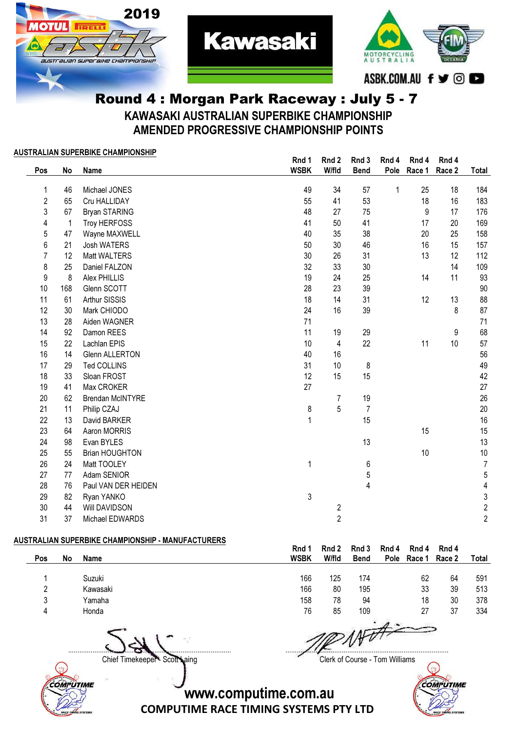## Round 4 : Morgan Park Raceway : July 5 - 7

### KAWASAKI AUSTRALIAN SUPERBIKE CHAMPIONSHIP
### AMENDED PROGRESSIVE CHAMPIONSHIP POINTS

**AUSTRALIAN SUPERBIKE CHAMPIONSHIP**

| Pos | No | Name | Rnd 1 WSBK | Rnd 2 W/fld | Rnd 3 Bend | Rnd 4 Pole | Rnd 4 Race 1 | Rnd 4 Race 2 | Total |
|---|---|---|---|---|---|---|---|---|---|
| 1 | 46 | Michael JONES | 49 | 34 | 57 | 1 | 25 | 18 | 184 |
| 2 | 65 | Cru HALLIDAY | 55 | 41 | 53 | | 18 | 16 | 183 |
| 3 | 67 | Bryan STARING | 48 | 27 | 75 | | 9 | 17 | 176 |
| 4 | 1 | Troy HERFOSS | 41 | 50 | 41 | | 17 | 20 | 169 |
| 5 | 47 | Wayne MAXWELL | 40 | 35 | 38 | | 20 | 25 | 158 |
| 6 | 21 | Josh WATERS | 50 | 30 | 46 | | 16 | 15 | 157 |
| 7 | 12 | Matt WALTERS | 30 | 26 | 31 | | 13 | 12 | 112 |
| 8 | 25 | Daniel FALZON | 32 | 33 | 30 | | | 14 | 109 |
| 9 | 8 | Alex PHILLIS | 19 | 24 | 25 | | 14 | 11 | 93 |
| 10 | 168 | Glenn SCOTT | 28 | 23 | 39 | | | | 90 |
| 11 | 61 | Arthur SISSIS | 18 | 14 | 31 | | 12 | 13 | 88 |
| 12 | 30 | Mark CHIODO | 24 | 16 | 39 | | | 8 | 87 |
| 13 | 28 | Aiden WAGNER | 71 | | | | | | 71 |
| 14 | 92 | Damon REES | 11 | 19 | 29 | | | 9 | 68 |
| 15 | 22 | Lachlan EPIS | 10 | 4 | 22 | | 11 | 10 | 57 |
| 16 | 14 | Glenn ALLERTON | 40 | 16 | | | | | 56 |
| 17 | 29 | Ted COLLINS | 31 | 10 | 8 | | | | 49 |
| 18 | 33 | Sloan FROST | 12 | 15 | 15 | | | | 42 |
| 19 | 41 | Max CROKER | 27 | | | | | | 27 |
| 20 | 62 | Brendan McINTYRE | | 7 | 19 | | | | 26 |
| 21 | 11 | Philip CZAJ | 8 | 5 | 7 | | | | 20 |
| 22 | 13 | David BARKER | 1 | | 15 | | | | 16 |
| 23 | 64 | Aaron MORRIS | | | | | 15 | | 15 |
| 24 | 98 | Evan BYLES | | | 13 | | | | 13 |
| 25 | 55 | Brian HOUGHTON | | | | | 10 | | 10 |
| 26 | 24 | Matt TOOLEY | 1 | | 6 | | | | 7 |
| 27 | 77 | Adam SENIOR | | | 5 | | | | 5 |
| 28 | 76 | Paul VAN DER HEIDEN | | | 4 | | | | 4 |
| 29 | 82 | Ryan YANKO | 3 | | | | | | 3 |
| 30 | 44 | Will DAVIDSON | | 2 | | | | | 2 |
| 31 | 37 | Michael EDWARDS | | 2 | | | | | 2 |

**AUSTRALIAN SUPERBIKE CHAMPIONSHIP - MANUFACTURERS**

| Pos | No | Name | Rnd 1 WSBK | Rnd 2 W/fld | Rnd 3 Bend | Rnd 4 Pole | Rnd 4 Race 1 | Rnd 4 Race 2 | Total |
|---|---|---|---|---|---|---|---|---|---|
| 1 | | Suzuki | 166 | 125 | 174 | | 62 | 64 | 591 |
| 2 | | Kawasaki | 166 | 80 | 195 | | 33 | 39 | 513 |
| 3 | | Yamaha | 158 | 78 | 94 | | 18 | 30 | 378 |
| 4 | | Honda | 76 | 85 | 109 | | 27 | 37 | 334 |

Chief Timekeeper - Scott Laing

Clerk of Course - Tom Williams

www.computime.com.au
COMPUTIME RACE TIMING SYSTEMS PTY LTD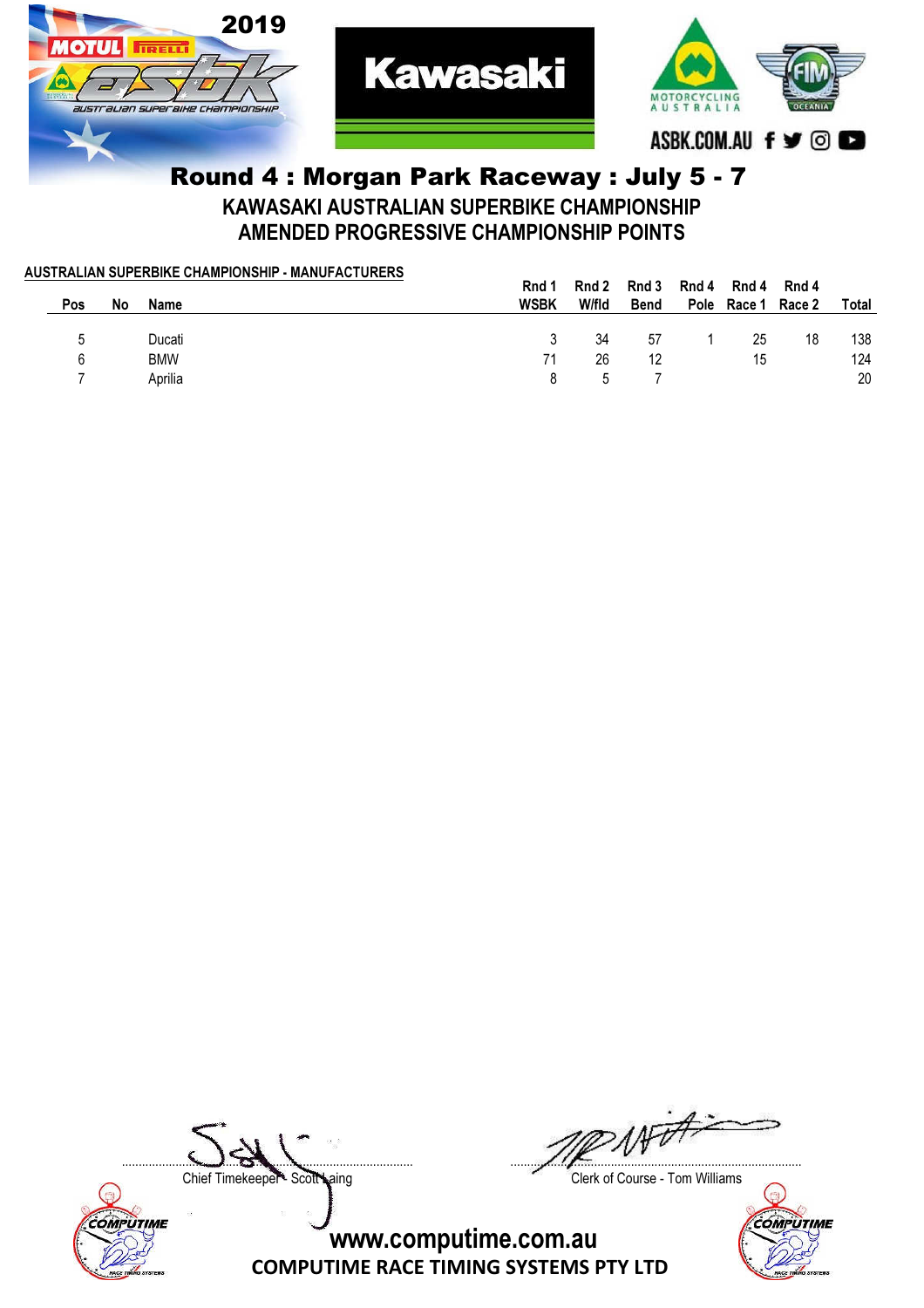## Round 4 : Morgan Park Raceway : July 5 - 7

### KAWASAKI AUSTRALIAN SUPERBIKE CHAMPIONSHIP

### AMENDED PROGRESSIVE CHAMPIONSHIP POINTS

**AUSTRALIAN SUPERBIKE CHAMPIONSHIP - MANUFACTURERS**

| Pos | No | Name | Rnd 1 WSBK | Rnd 2 W/fld | Rnd 3 Bend | Rnd 4 Pole | Rnd 4 Race 1 | Rnd 4 Race 2 | Total |
|---|---|---|---|---|---|---|---|---|---|
| 5 | | Ducati | 3 | 34 | 57 | 1 | 25 | 18 | 138 |
| 6 | | BMW | 71 | 26 | 12 | | 15 | | 124 |
| 7 | | Aprilia | 8 | 5 | 7 | | | | 20 |

Chief Timekeeper - Scott Laing

Clerk of Course - Tom Williams

www.computime.com.au

COMPUTIME RACE TIMING SYSTEMS PTY LTD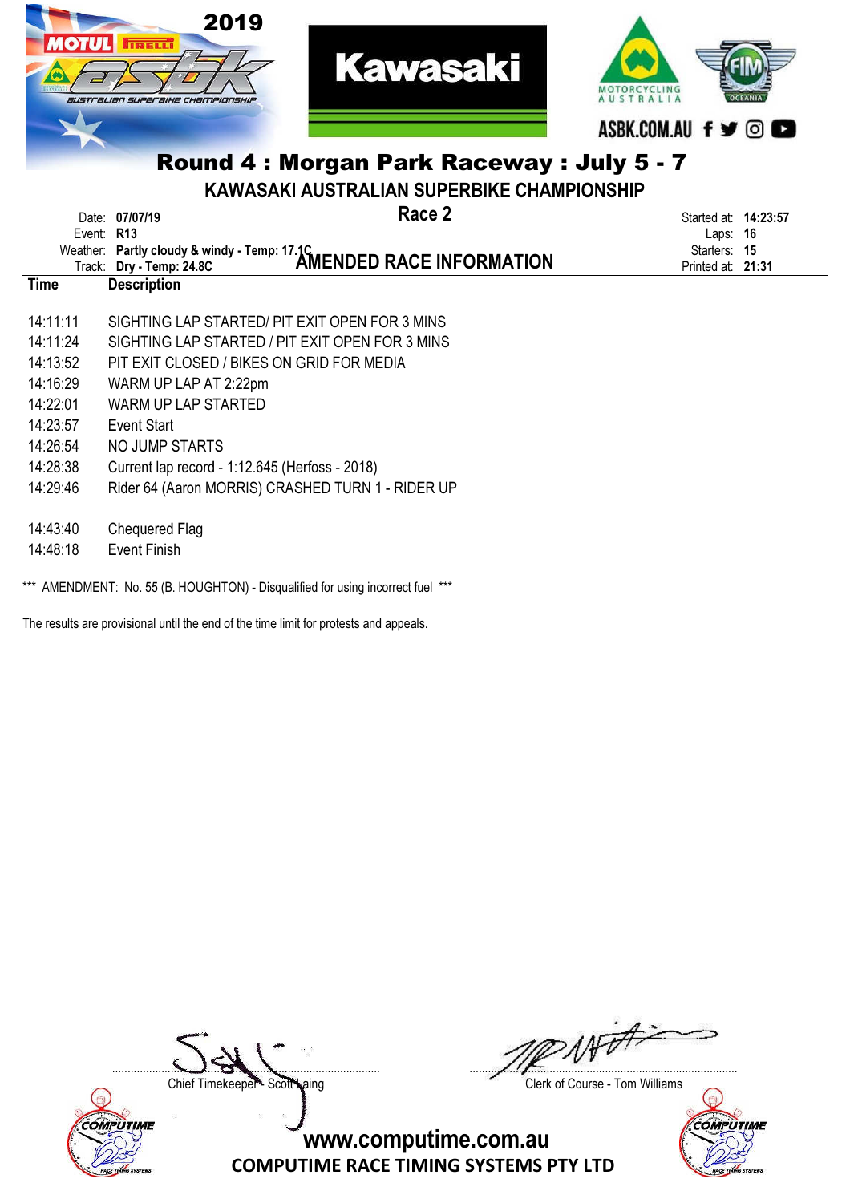# Round 4 : Morgan Park Raceway : July 5 - 7

## KAWASAKI AUSTRALIAN SUPERBIKE CHAMPIONSHIP

## Race 2

Date: **07/07/19**
Event: **R13**
Weather: **Partly cloudy & windy - Temp: 17.1C**
Track: **Dry - Temp: 24.8C**

**AMENDED RACE INFORMATION**

Started at: **14:23:57**
Laps: **16**
Starters: **15**
Printed at: **21:31**

| Time | Description |
|---|---|
| 14:11:11 | SIGHTING LAP STARTED/ PIT EXIT OPEN FOR 3 MINS |
| 14:11:24 | SIGHTING LAP STARTED / PIT EXIT OPEN FOR 3 MINS |
| 14:13:52 | PIT EXIT CLOSED / BIKES ON GRID FOR MEDIA |
| 14:16:29 | WARM UP LAP AT 2:22pm |
| 14:22:01 | WARM UP LAP STARTED |
| 14:23:57 | Event Start |
| 14:26:54 | NO JUMP STARTS |
| 14:28:38 | Current lap record - 1:12.645 (Herfoss - 2018) |
| 14:29:46 | Rider 64 (Aaron MORRIS) CRASHED TURN 1 - RIDER UP |
| 14:43:40 | Chequered Flag |
| 14:48:18 | Event Finish |

*** AMENDMENT: No. 55 (B. HOUGHTON) - Disqualified for using incorrect fuel ***

The results are provisional until the end of the time limit for protests and appeals.

Chief Timekeeper - Scott Laing

Clerk of Course - Tom Williams

www.computime.com.au
COMPUTIME RACE TIMING SYSTEMS PTY LTD